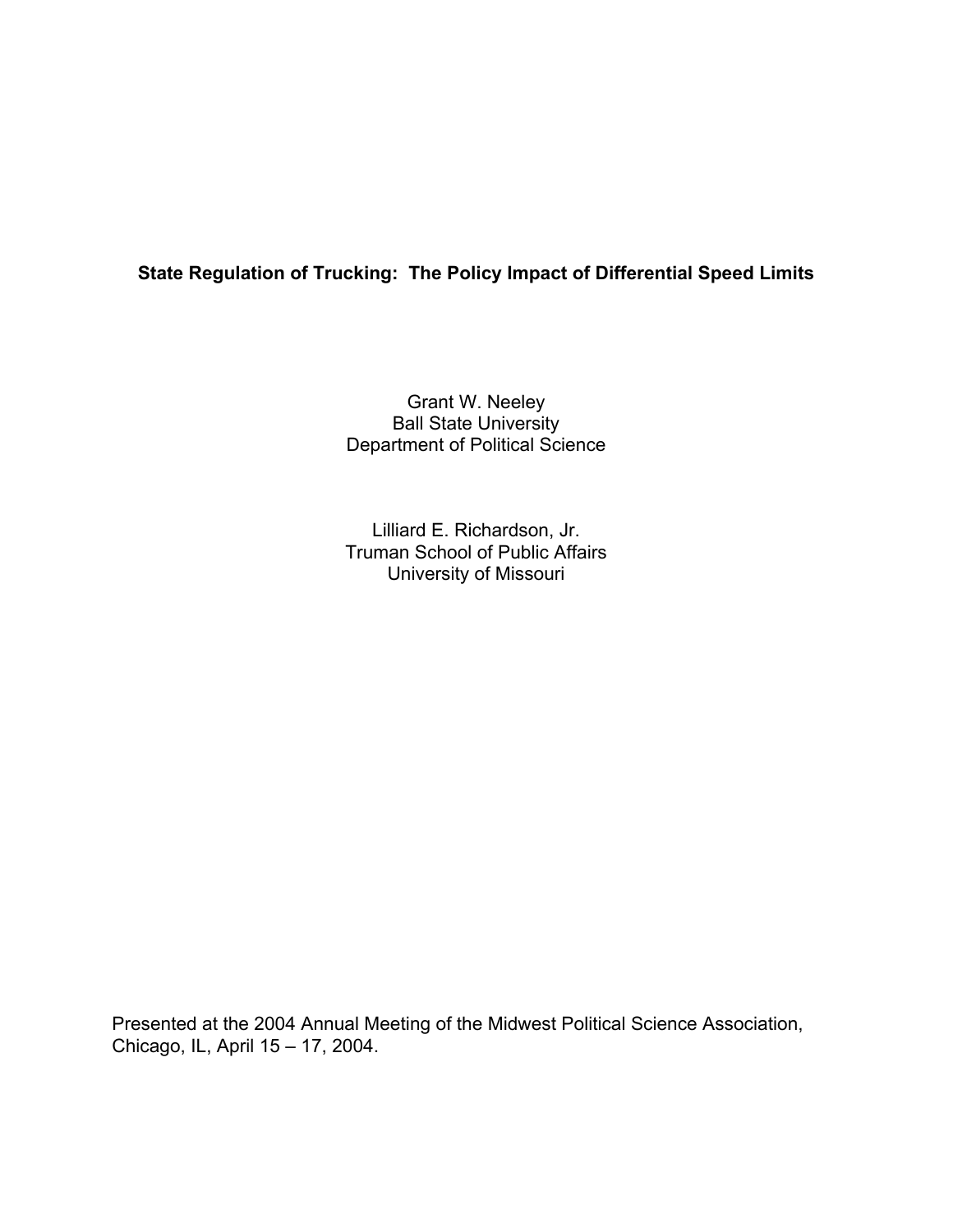# State Regulation of Trucking: The Policy Impact of Differential Speed Limits

Grant W. Neeley
Ball State University
Department of Political Science

Lilliard E. Richardson, Jr.
Truman School of Public Affairs
University of Missouri

Presented at the 2004 Annual Meeting of the Midwest Political Science Association, Chicago, IL, April 15 – 17, 2004.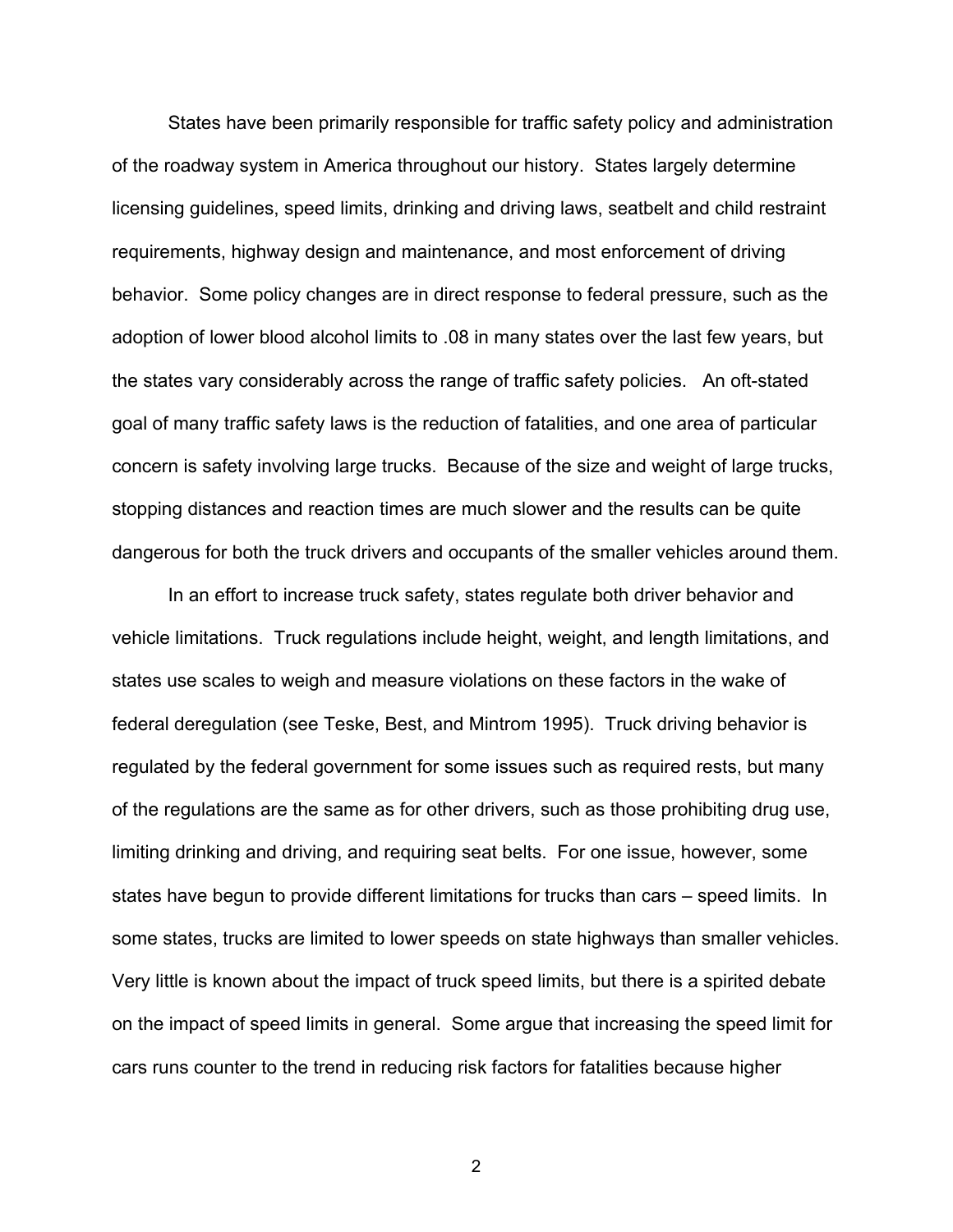States have been primarily responsible for traffic safety policy and administration of the roadway system in America throughout our history. States largely determine licensing guidelines, speed limits, drinking and driving laws, seatbelt and child restraint requirements, highway design and maintenance, and most enforcement of driving behavior. Some policy changes are in direct response to federal pressure, such as the adoption of lower blood alcohol limits to .08 in many states over the last few years, but the states vary considerably across the range of traffic safety policies. An oft-stated goal of many traffic safety laws is the reduction of fatalities, and one area of particular concern is safety involving large trucks. Because of the size and weight of large trucks, stopping distances and reaction times are much slower and the results can be quite dangerous for both the truck drivers and occupants of the smaller vehicles around them.

In an effort to increase truck safety, states regulate both driver behavior and vehicle limitations. Truck regulations include height, weight, and length limitations, and states use scales to weigh and measure violations on these factors in the wake of federal deregulation (see Teske, Best, and Mintrom 1995). Truck driving behavior is regulated by the federal government for some issues such as required rests, but many of the regulations are the same as for other drivers, such as those prohibiting drug use, limiting drinking and driving, and requiring seat belts. For one issue, however, some states have begun to provide different limitations for trucks than cars – speed limits. In some states, trucks are limited to lower speeds on state highways than smaller vehicles. Very little is known about the impact of truck speed limits, but there is a spirited debate on the impact of speed limits in general. Some argue that increasing the speed limit for cars runs counter to the trend in reducing risk factors for fatalities because higher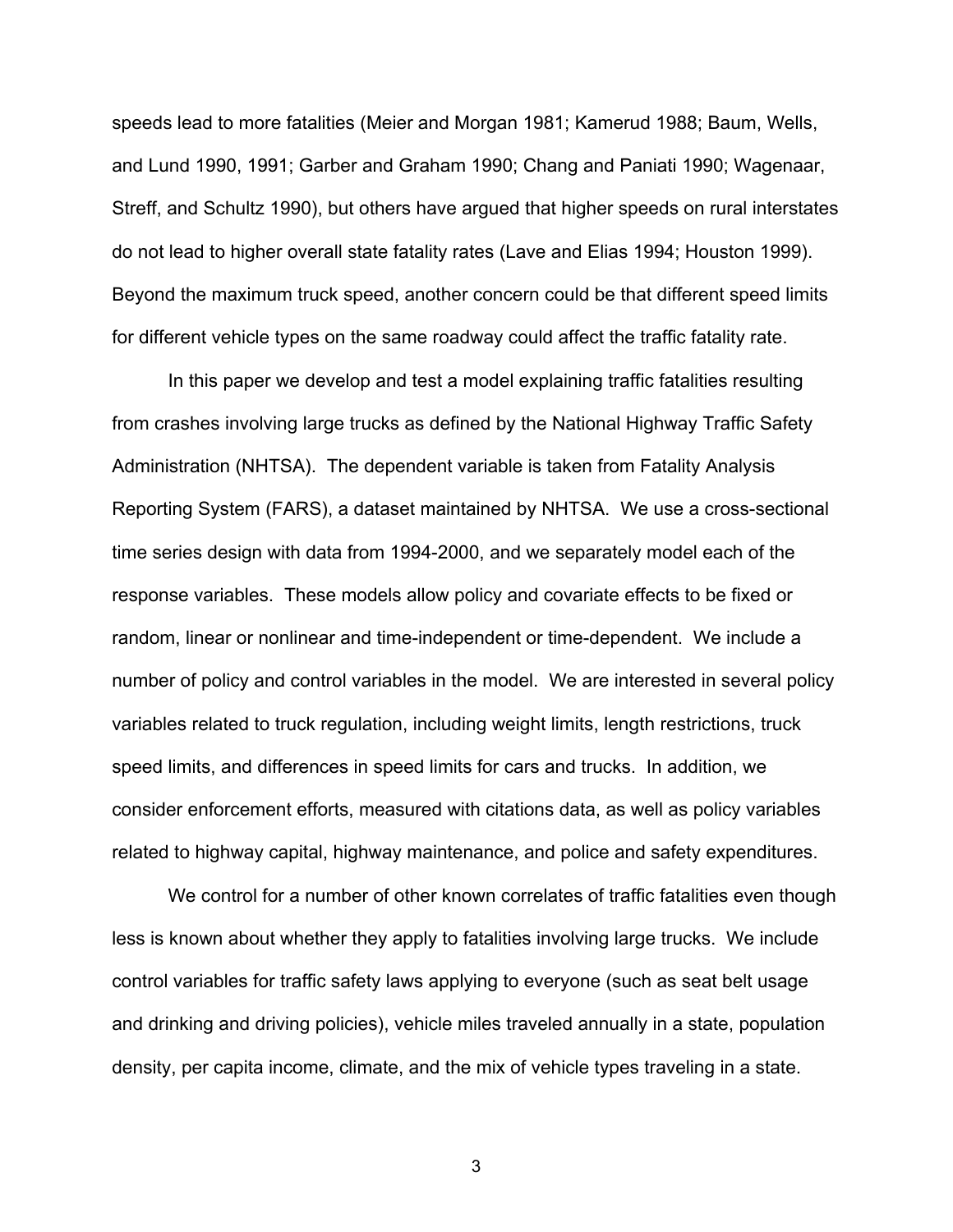speeds lead to more fatalities (Meier and Morgan 1981; Kamerud 1988; Baum, Wells, and Lund 1990, 1991; Garber and Graham 1990; Chang and Paniati 1990; Wagenaar, Streff, and Schultz 1990), but others have argued that higher speeds on rural interstates do not lead to higher overall state fatality rates (Lave and Elias 1994; Houston 1999). Beyond the maximum truck speed, another concern could be that different speed limits for different vehicle types on the same roadway could affect the traffic fatality rate.

In this paper we develop and test a model explaining traffic fatalities resulting from crashes involving large trucks as defined by the National Highway Traffic Safety Administration (NHTSA). The dependent variable is taken from Fatality Analysis Reporting System (FARS), a dataset maintained by NHTSA. We use a cross-sectional time series design with data from 1994-2000, and we separately model each of the response variables. These models allow policy and covariate effects to be fixed or random, linear or nonlinear and time-independent or time-dependent. We include a number of policy and control variables in the model. We are interested in several policy variables related to truck regulation, including weight limits, length restrictions, truck speed limits, and differences in speed limits for cars and trucks. In addition, we consider enforcement efforts, measured with citations data, as well as policy variables related to highway capital, highway maintenance, and police and safety expenditures.

We control for a number of other known correlates of traffic fatalities even though less is known about whether they apply to fatalities involving large trucks. We include control variables for traffic safety laws applying to everyone (such as seat belt usage and drinking and driving policies), vehicle miles traveled annually in a state, population density, per capita income, climate, and the mix of vehicle types traveling in a state.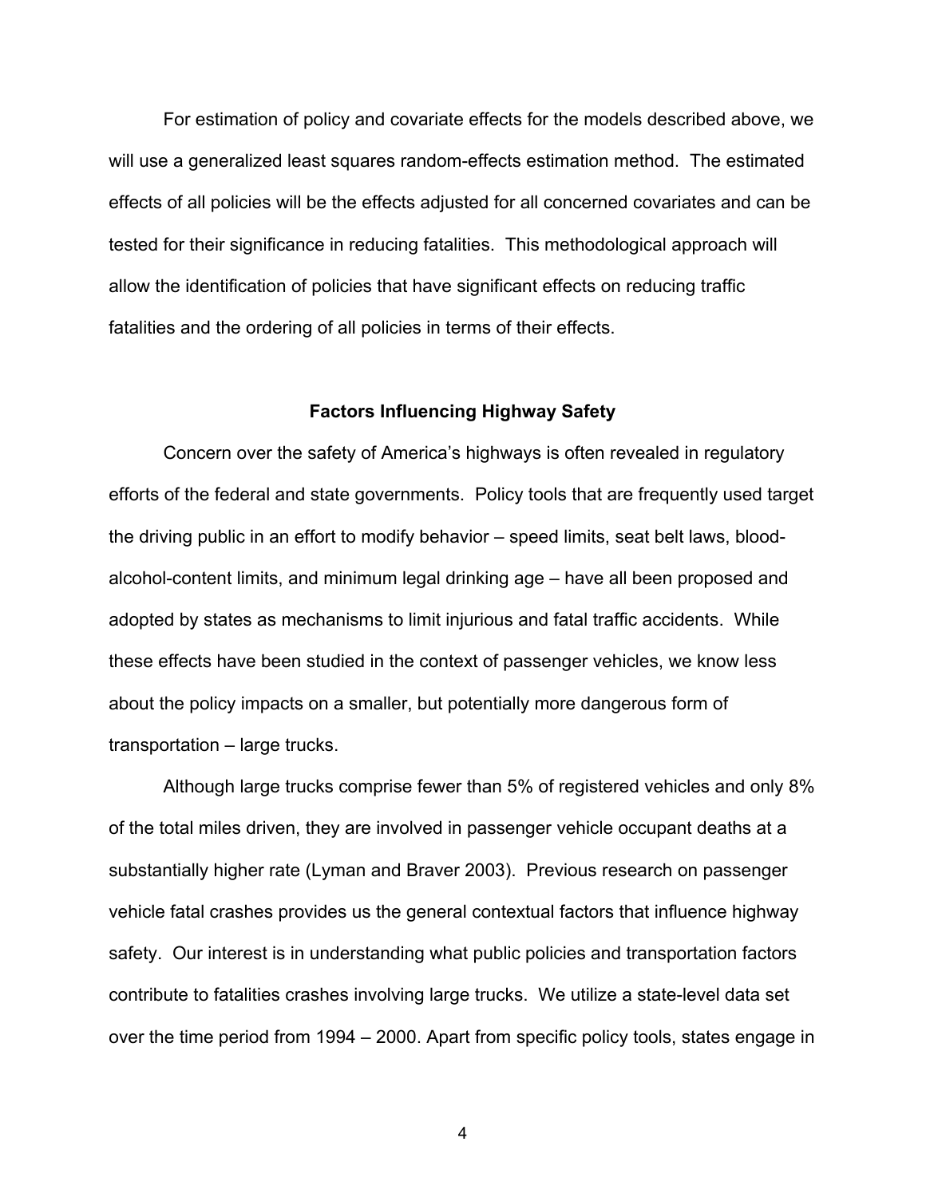For estimation of policy and covariate effects for the models described above, we will use a generalized least squares random-effects estimation method. The estimated effects of all policies will be the effects adjusted for all concerned covariates and can be tested for their significance in reducing fatalities. This methodological approach will allow the identification of policies that have significant effects on reducing traffic fatalities and the ordering of all policies in terms of their effects.

## Factors Influencing Highway Safety

Concern over the safety of America's highways is often revealed in regulatory efforts of the federal and state governments. Policy tools that are frequently used target the driving public in an effort to modify behavior – speed limits, seat belt laws, blood-alcohol-content limits, and minimum legal drinking age – have all been proposed and adopted by states as mechanisms to limit injurious and fatal traffic accidents. While these effects have been studied in the context of passenger vehicles, we know less about the policy impacts on a smaller, but potentially more dangerous form of transportation – large trucks.

Although large trucks comprise fewer than 5% of registered vehicles and only 8% of the total miles driven, they are involved in passenger vehicle occupant deaths at a substantially higher rate (Lyman and Braver 2003). Previous research on passenger vehicle fatal crashes provides us the general contextual factors that influence highway safety. Our interest is in understanding what public policies and transportation factors contribute to fatalities crashes involving large trucks. We utilize a state-level data set over the time period from 1994 – 2000. Apart from specific policy tools, states engage in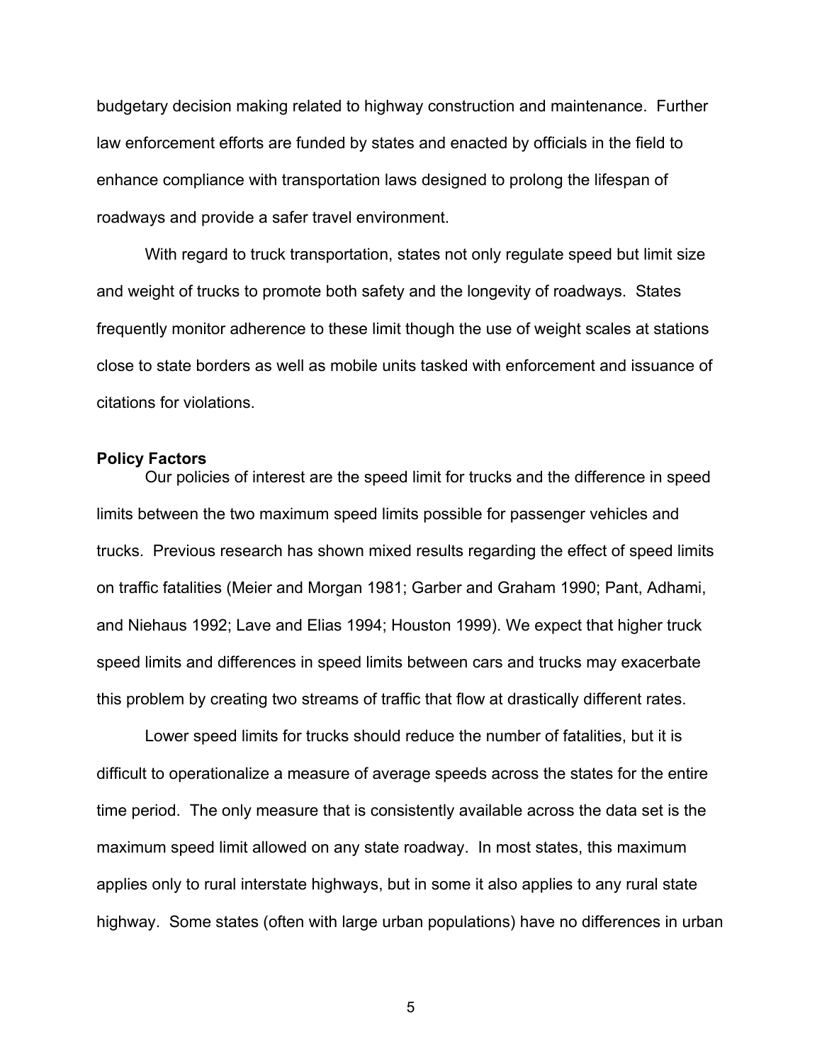budgetary decision making related to highway construction and maintenance. Further law enforcement efforts are funded by states and enacted by officials in the field to enhance compliance with transportation laws designed to prolong the lifespan of roadways and provide a safer travel environment.

With regard to truck transportation, states not only regulate speed but limit size and weight of trucks to promote both safety and the longevity of roadways. States frequently monitor adherence to these limit though the use of weight scales at stations close to state borders as well as mobile units tasked with enforcement and issuance of citations for violations.

**Policy Factors**

Our policies of interest are the speed limit for trucks and the difference in speed limits between the two maximum speed limits possible for passenger vehicles and trucks. Previous research has shown mixed results regarding the effect of speed limits on traffic fatalities (Meier and Morgan 1981; Garber and Graham 1990; Pant, Adhami, and Niehaus 1992; Lave and Elias 1994; Houston 1999). We expect that higher truck speed limits and differences in speed limits between cars and trucks may exacerbate this problem by creating two streams of traffic that flow at drastically different rates.

Lower speed limits for trucks should reduce the number of fatalities, but it is difficult to operationalize a measure of average speeds across the states for the entire time period. The only measure that is consistently available across the data set is the maximum speed limit allowed on any state roadway. In most states, this maximum applies only to rural interstate highways, but in some it also applies to any rural state highway. Some states (often with large urban populations) have no differences in urban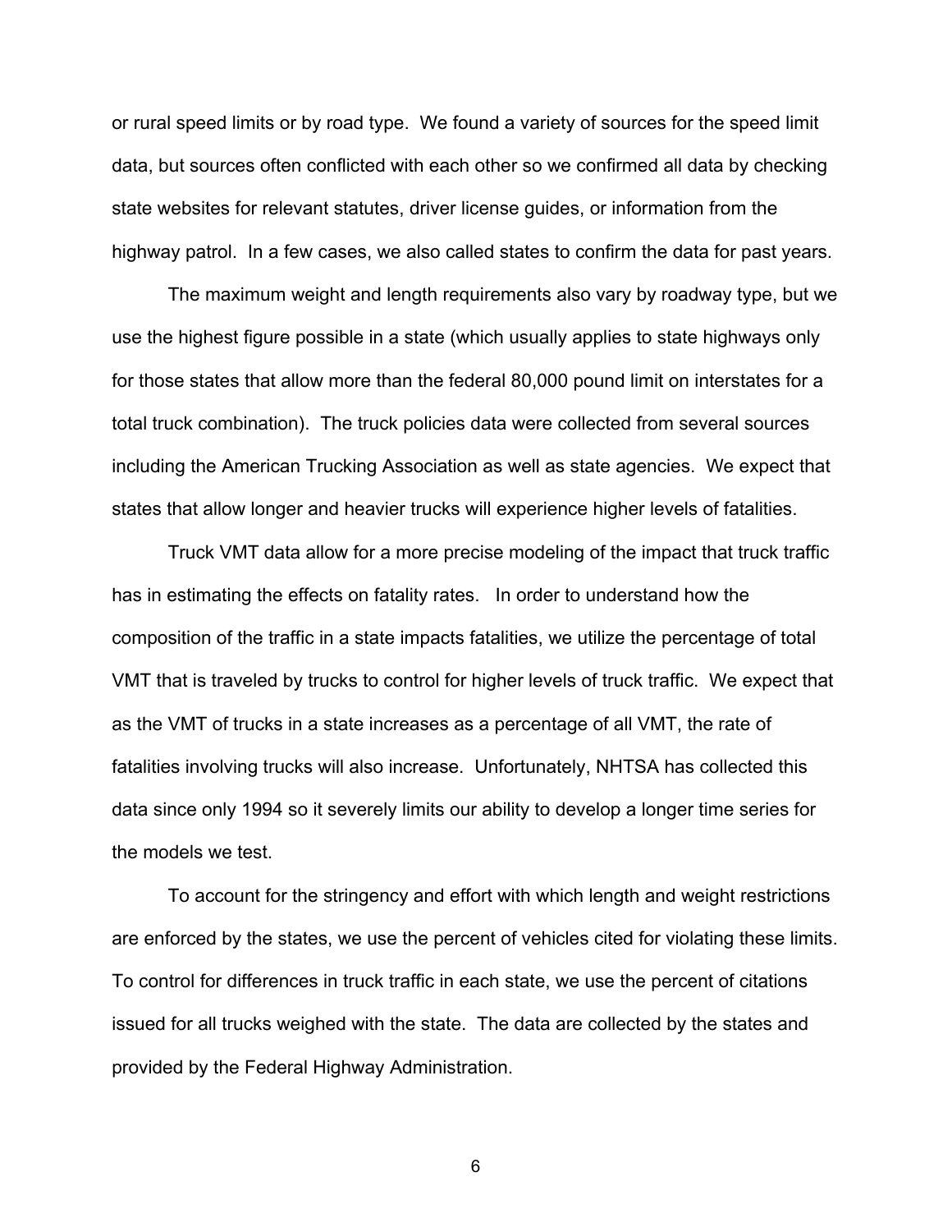or rural speed limits or by road type. We found a variety of sources for the speed limit data, but sources often conflicted with each other so we confirmed all data by checking state websites for relevant statutes, driver license guides, or information from the highway patrol. In a few cases, we also called states to confirm the data for past years.

The maximum weight and length requirements also vary by roadway type, but we use the highest figure possible in a state (which usually applies to state highways only for those states that allow more than the federal 80,000 pound limit on interstates for a total truck combination). The truck policies data were collected from several sources including the American Trucking Association as well as state agencies. We expect that states that allow longer and heavier trucks will experience higher levels of fatalities.

Truck VMT data allow for a more precise modeling of the impact that truck traffic has in estimating the effects on fatality rates. In order to understand how the composition of the traffic in a state impacts fatalities, we utilize the percentage of total VMT that is traveled by trucks to control for higher levels of truck traffic. We expect that as the VMT of trucks in a state increases as a percentage of all VMT, the rate of fatalities involving trucks will also increase. Unfortunately, NHTSA has collected this data since only 1994 so it severely limits our ability to develop a longer time series for the models we test.

To account for the stringency and effort with which length and weight restrictions are enforced by the states, we use the percent of vehicles cited for violating these limits. To control for differences in truck traffic in each state, we use the percent of citations issued for all trucks weighed with the state. The data are collected by the states and provided by the Federal Highway Administration.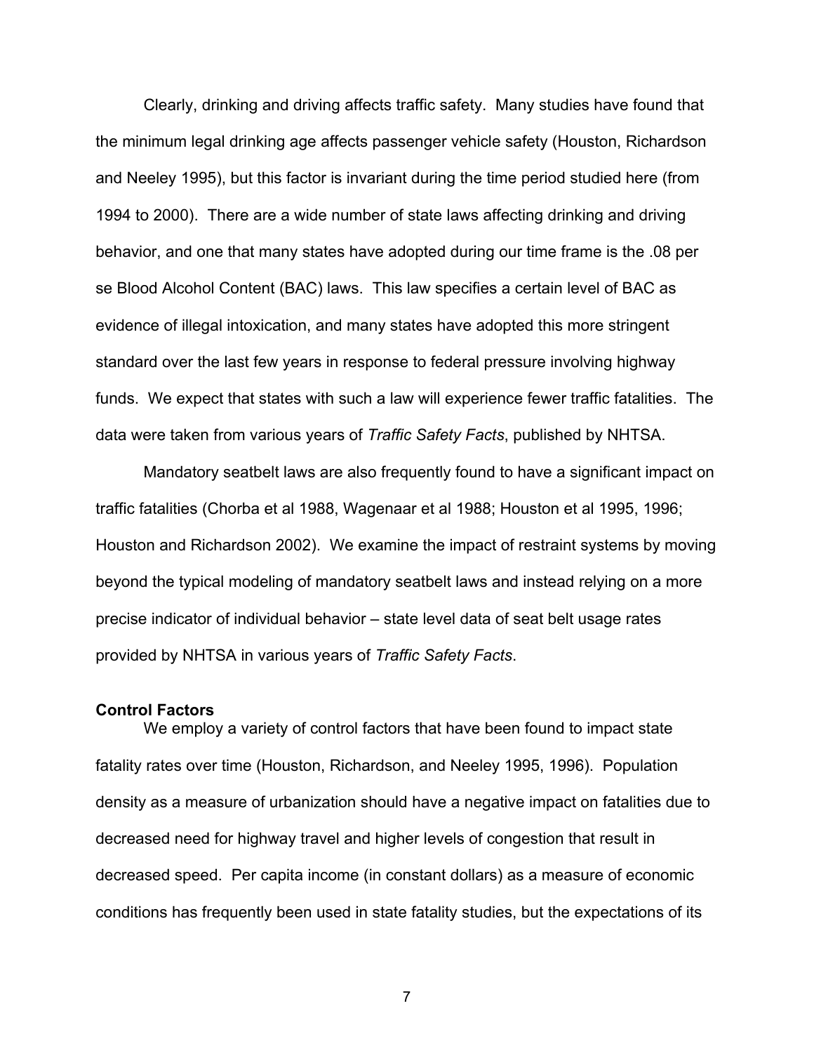Clearly, drinking and driving affects traffic safety. Many studies have found that the minimum legal drinking age affects passenger vehicle safety (Houston, Richardson and Neeley 1995), but this factor is invariant during the time period studied here (from 1994 to 2000). There are a wide number of state laws affecting drinking and driving behavior, and one that many states have adopted during our time frame is the .08 per se Blood Alcohol Content (BAC) laws. This law specifies a certain level of BAC as evidence of illegal intoxication, and many states have adopted this more stringent standard over the last few years in response to federal pressure involving highway funds. We expect that states with such a law will experience fewer traffic fatalities. The data were taken from various years of *Traffic Safety Facts*, published by NHTSA.

Mandatory seatbelt laws are also frequently found to have a significant impact on traffic fatalities (Chorba et al 1988, Wagenaar et al 1988; Houston et al 1995, 1996; Houston and Richardson 2002). We examine the impact of restraint systems by moving beyond the typical modeling of mandatory seatbelt laws and instead relying on a more precise indicator of individual behavior – state level data of seat belt usage rates provided by NHTSA in various years of *Traffic Safety Facts*.

**Control Factors**

We employ a variety of control factors that have been found to impact state fatality rates over time (Houston, Richardson, and Neeley 1995, 1996). Population density as a measure of urbanization should have a negative impact on fatalities due to decreased need for highway travel and higher levels of congestion that result in decreased speed. Per capita income (in constant dollars) as a measure of economic conditions has frequently been used in state fatality studies, but the expectations of its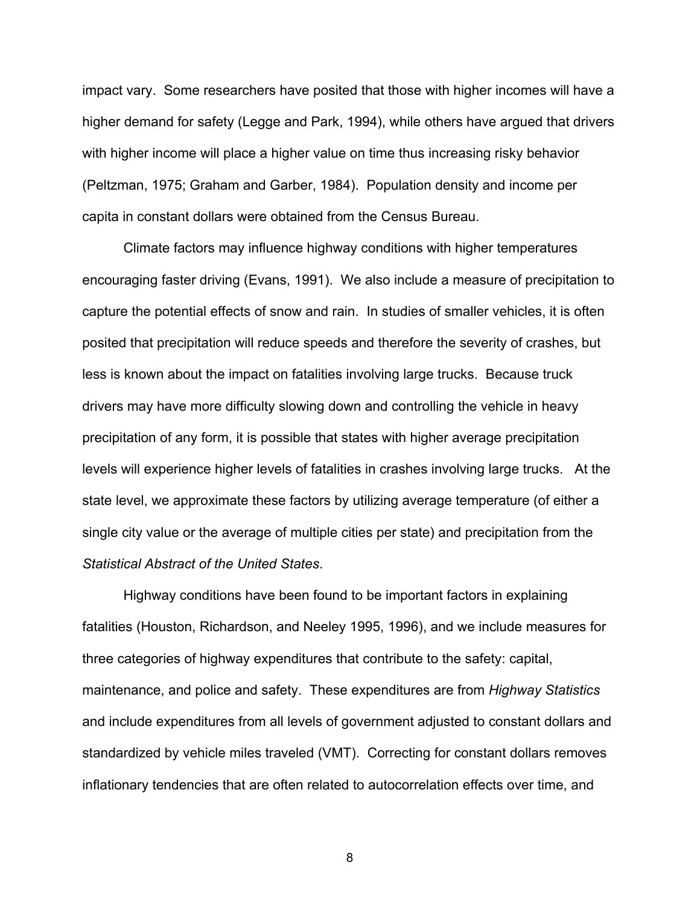impact vary. Some researchers have posited that those with higher incomes will have a higher demand for safety (Legge and Park, 1994), while others have argued that drivers with higher income will place a higher value on time thus increasing risky behavior (Peltzman, 1975; Graham and Garber, 1984). Population density and income per capita in constant dollars were obtained from the Census Bureau.

Climate factors may influence highway conditions with higher temperatures encouraging faster driving (Evans, 1991). We also include a measure of precipitation to capture the potential effects of snow and rain. In studies of smaller vehicles, it is often posited that precipitation will reduce speeds and therefore the severity of crashes, but less is known about the impact on fatalities involving large trucks. Because truck drivers may have more difficulty slowing down and controlling the vehicle in heavy precipitation of any form, it is possible that states with higher average precipitation levels will experience higher levels of fatalities in crashes involving large trucks. At the state level, we approximate these factors by utilizing average temperature (of either a single city value or the average of multiple cities per state) and precipitation from the *Statistical Abstract of the United States*.

Highway conditions have been found to be important factors in explaining fatalities (Houston, Richardson, and Neeley 1995, 1996), and we include measures for three categories of highway expenditures that contribute to the safety: capital, maintenance, and police and safety. These expenditures are from *Highway Statistics* and include expenditures from all levels of government adjusted to constant dollars and standardized by vehicle miles traveled (VMT). Correcting for constant dollars removes inflationary tendencies that are often related to autocorrelation effects over time, and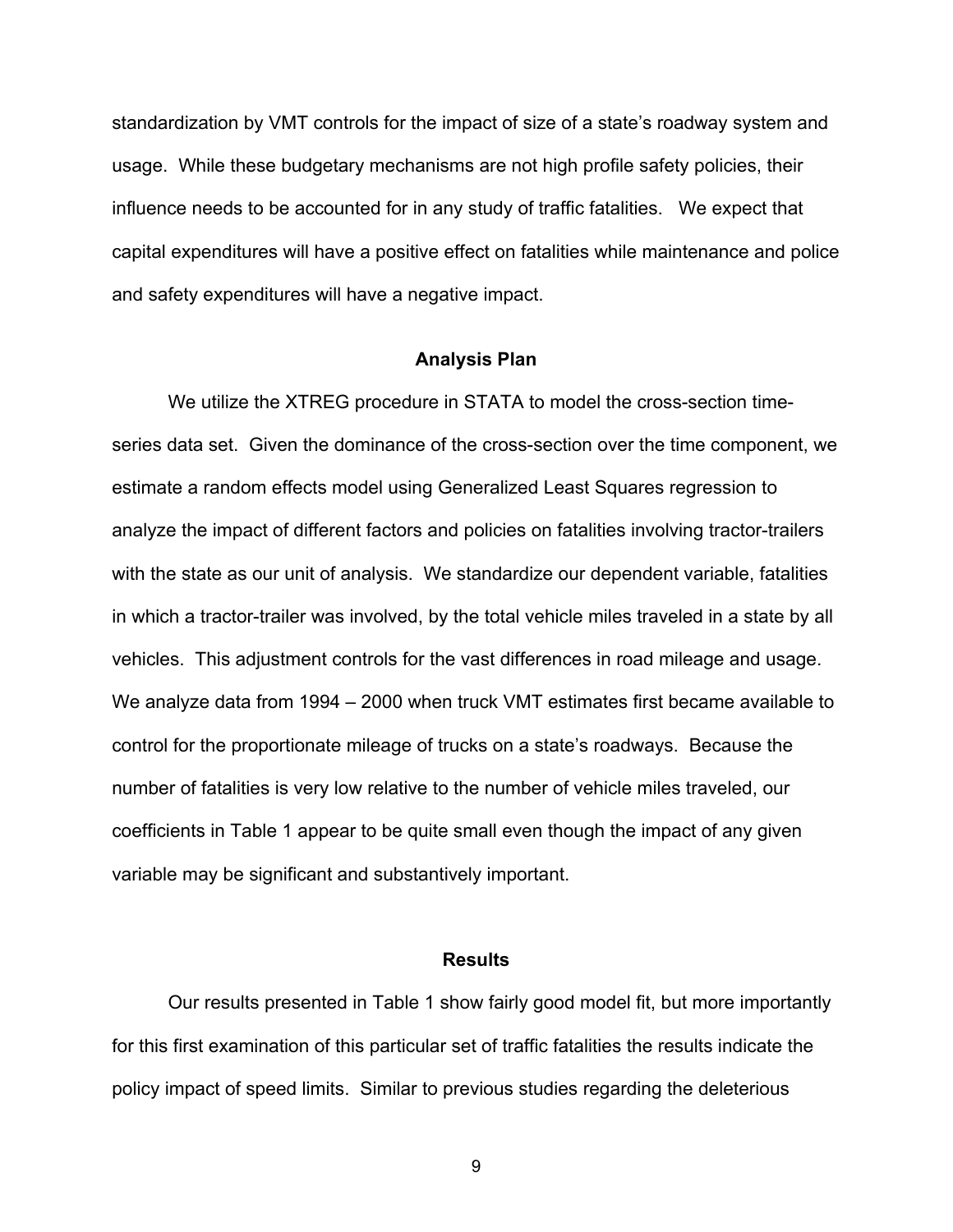standardization by VMT controls for the impact of size of a state's roadway system and usage. While these budgetary mechanisms are not high profile safety policies, their influence needs to be accounted for in any study of traffic fatalities. We expect that capital expenditures will have a positive effect on fatalities while maintenance and police and safety expenditures will have a negative impact.

## Analysis Plan

We utilize the XTREG procedure in STATA to model the cross-section time-series data set. Given the dominance of the cross-section over the time component, we estimate a random effects model using Generalized Least Squares regression to analyze the impact of different factors and policies on fatalities involving tractor-trailers with the state as our unit of analysis. We standardize our dependent variable, fatalities in which a tractor-trailer was involved, by the total vehicle miles traveled in a state by all vehicles. This adjustment controls for the vast differences in road mileage and usage. We analyze data from 1994 – 2000 when truck VMT estimates first became available to control for the proportionate mileage of trucks on a state's roadways. Because the number of fatalities is very low relative to the number of vehicle miles traveled, our coefficients in Table 1 appear to be quite small even though the impact of any given variable may be significant and substantively important.

## Results

Our results presented in Table 1 show fairly good model fit, but more importantly for this first examination of this particular set of traffic fatalities the results indicate the policy impact of speed limits. Similar to previous studies regarding the deleterious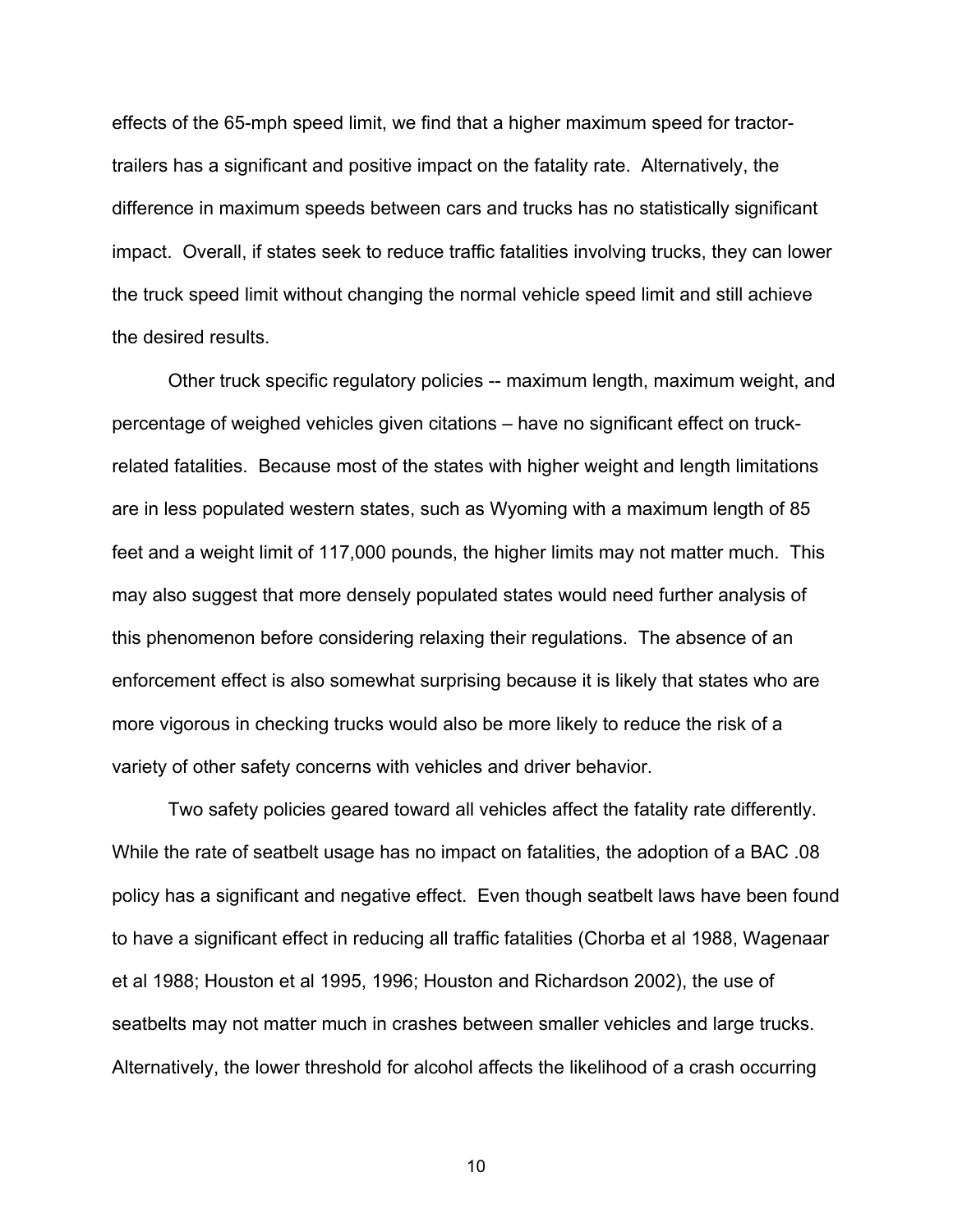effects of the 65-mph speed limit, we find that a higher maximum speed for tractor-trailers has a significant and positive impact on the fatality rate. Alternatively, the difference in maximum speeds between cars and trucks has no statistically significant impact. Overall, if states seek to reduce traffic fatalities involving trucks, they can lower the truck speed limit without changing the normal vehicle speed limit and still achieve the desired results.

Other truck specific regulatory policies -- maximum length, maximum weight, and percentage of weighed vehicles given citations – have no significant effect on truck-related fatalities. Because most of the states with higher weight and length limitations are in less populated western states, such as Wyoming with a maximum length of 85 feet and a weight limit of 117,000 pounds, the higher limits may not matter much. This may also suggest that more densely populated states would need further analysis of this phenomenon before considering relaxing their regulations. The absence of an enforcement effect is also somewhat surprising because it is likely that states who are more vigorous in checking trucks would also be more likely to reduce the risk of a variety of other safety concerns with vehicles and driver behavior.

Two safety policies geared toward all vehicles affect the fatality rate differently. While the rate of seatbelt usage has no impact on fatalities, the adoption of a BAC .08 policy has a significant and negative effect. Even though seatbelt laws have been found to have a significant effect in reducing all traffic fatalities (Chorba et al 1988, Wagenaar et al 1988; Houston et al 1995, 1996; Houston and Richardson 2002), the use of seatbelts may not matter much in crashes between smaller vehicles and large trucks. Alternatively, the lower threshold for alcohol affects the likelihood of a crash occurring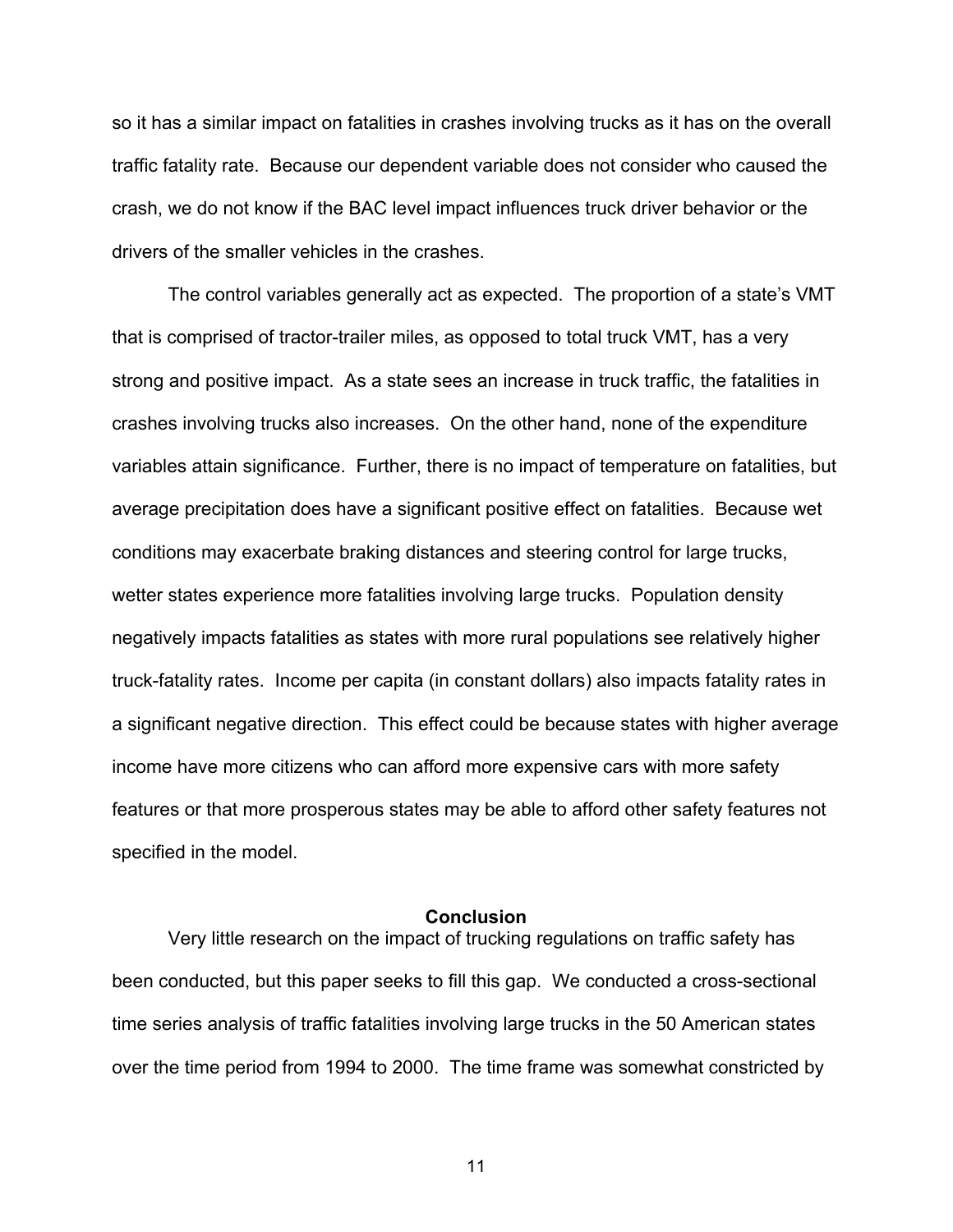so it has a similar impact on fatalities in crashes involving trucks as it has on the overall traffic fatality rate. Because our dependent variable does not consider who caused the crash, we do not know if the BAC level impact influences truck driver behavior or the drivers of the smaller vehicles in the crashes.

The control variables generally act as expected. The proportion of a state's VMT that is comprised of tractor-trailer miles, as opposed to total truck VMT, has a very strong and positive impact. As a state sees an increase in truck traffic, the fatalities in crashes involving trucks also increases. On the other hand, none of the expenditure variables attain significance. Further, there is no impact of temperature on fatalities, but average precipitation does have a significant positive effect on fatalities. Because wet conditions may exacerbate braking distances and steering control for large trucks, wetter states experience more fatalities involving large trucks. Population density negatively impacts fatalities as states with more rural populations see relatively higher truck-fatality rates. Income per capita (in constant dollars) also impacts fatality rates in a significant negative direction. This effect could be because states with higher average income have more citizens who can afford more expensive cars with more safety features or that more prosperous states may be able to afford other safety features not specified in the model.

## Conclusion

Very little research on the impact of trucking regulations on traffic safety has been conducted, but this paper seeks to fill this gap. We conducted a cross-sectional time series analysis of traffic fatalities involving large trucks in the 50 American states over the time period from 1994 to 2000. The time frame was somewhat constricted by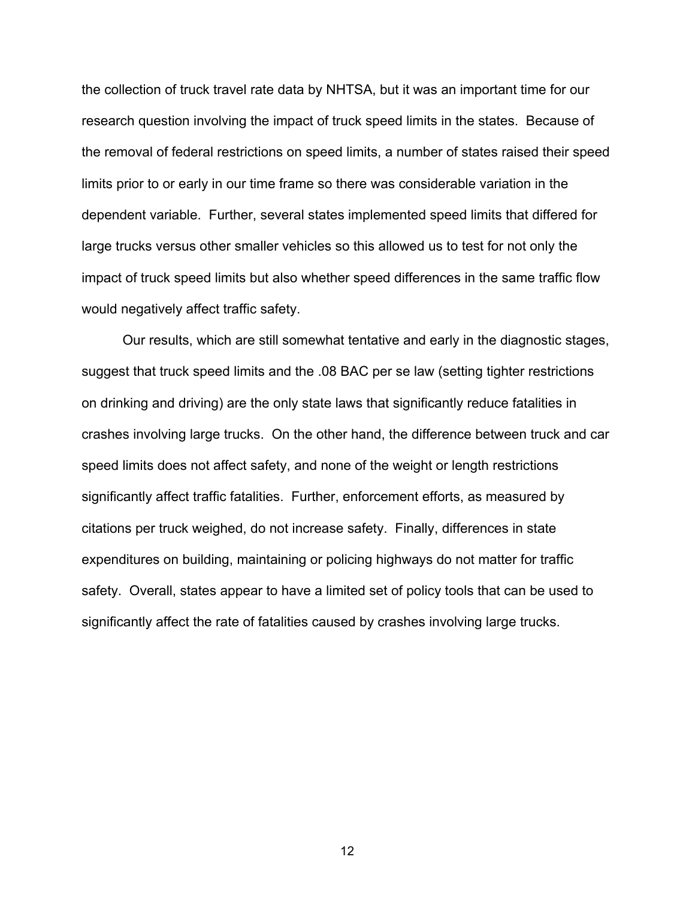the collection of truck travel rate data by NHTSA, but it was an important time for our research question involving the impact of truck speed limits in the states. Because of the removal of federal restrictions on speed limits, a number of states raised their speed limits prior to or early in our time frame so there was considerable variation in the dependent variable. Further, several states implemented speed limits that differed for large trucks versus other smaller vehicles so this allowed us to test for not only the impact of truck speed limits but also whether speed differences in the same traffic flow would negatively affect traffic safety.

Our results, which are still somewhat tentative and early in the diagnostic stages, suggest that truck speed limits and the .08 BAC per se law (setting tighter restrictions on drinking and driving) are the only state laws that significantly reduce fatalities in crashes involving large trucks. On the other hand, the difference between truck and car speed limits does not affect safety, and none of the weight or length restrictions significantly affect traffic fatalities. Further, enforcement efforts, as measured by citations per truck weighed, do not increase safety. Finally, differences in state expenditures on building, maintaining or policing highways do not matter for traffic safety. Overall, states appear to have a limited set of policy tools that can be used to significantly affect the rate of fatalities caused by crashes involving large trucks.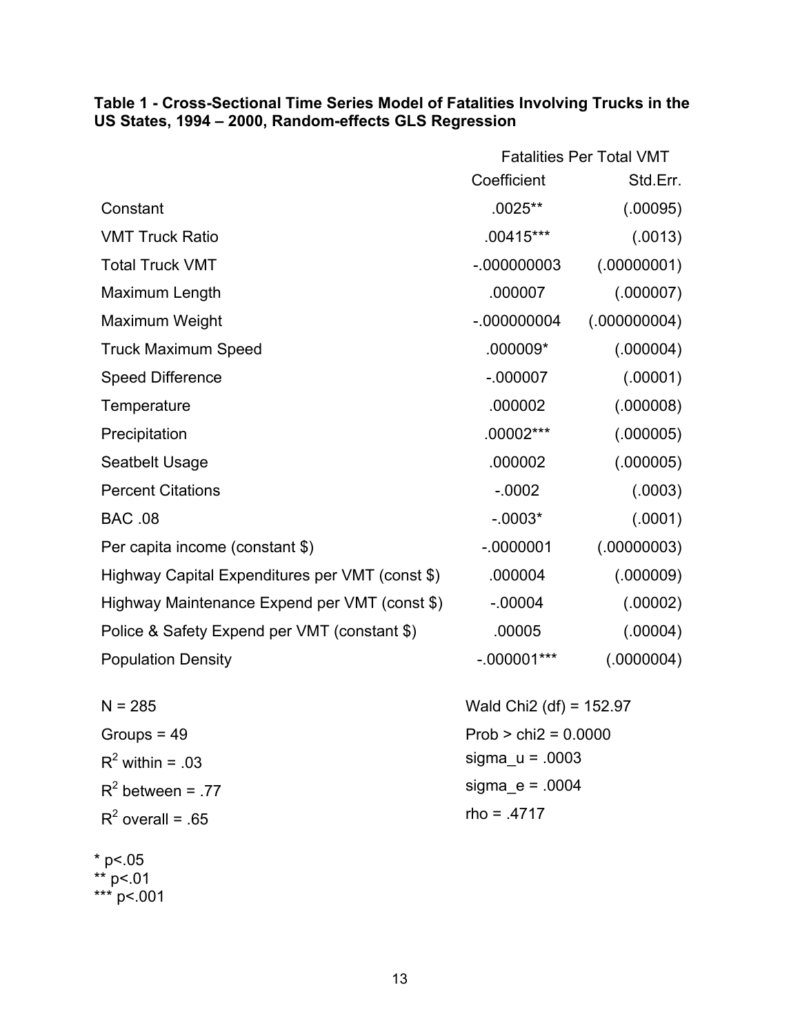**Table 1 - Cross-Sectional Time Series Model of Fatalities Involving Trucks in the US States, 1994 – 2000, Random-effects GLS Regression**

| | Fatalities Per Total VMT | |
|---|---|---|
| | Coefficient | Std.Err. |
| Constant | .0025** | (.00095) |
| VMT Truck Ratio | .00415*** | (.0013) |
| Total Truck VMT | -.000000003 | (.00000001) |
| Maximum Length | .000007 | (.000007) |
| Maximum Weight | -.000000004 | (.000000004) |
| Truck Maximum Speed | .000009* | (.000004) |
| Speed Difference | -.000007 | (.00001) |
| Temperature | .000002 | (.000008) |
| Precipitation | .00002*** | (.000005) |
| Seatbelt Usage | .000002 | (.000005) |
| Percent Citations | -.0002 | (.0003) |
| BAC .08 | -.0003* | (.0001) |
| Per capita income (constant $) | -.0000001 | (.00000003) |
| Highway Capital Expenditures per VMT (const $) | .000004 | (.000009) |
| Highway Maintenance Expend per VMT (const $) | -.00004 | (.00002) |
| Police & Safety Expend per VMT (constant $) | .00005 | (.00004) |
| Population Density | -.000001*** | (.0000004) |

| | |
|---|---|
| N = 285 | Wald Chi2 (df) = 152.97 |
| Groups = 49 | Prob > chi2 = 0.0000 |
| $R^2$ within = .03 | sigma_u = .0003 |
| $R^2$ between = .77 | sigma_e = .0004 |
| $R^2$ overall = .65 | rho = .4717 |

\* p<.05
\** p<.01
\*** p<.001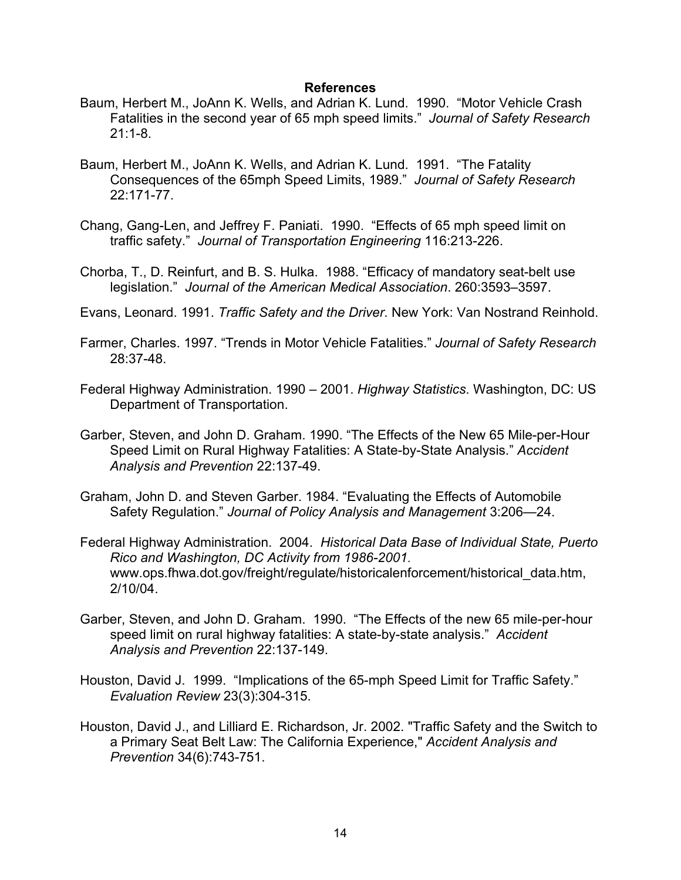## References

Baum, Herbert M., JoAnn K. Wells, and Adrian K. Lund. 1990. "Motor Vehicle Crash Fatalities in the second year of 65 mph speed limits." *Journal of Safety Research* 21:1-8.

Baum, Herbert M., JoAnn K. Wells, and Adrian K. Lund. 1991. "The Fatality Consequences of the 65mph Speed Limits, 1989." *Journal of Safety Research* 22:171-77.

Chang, Gang-Len, and Jeffrey F. Paniati. 1990. "Effects of 65 mph speed limit on traffic safety." *Journal of Transportation Engineering* 116:213-226.

Chorba, T., D. Reinfurt, and B. S. Hulka. 1988. "Efficacy of mandatory seat-belt use legislation." *Journal of the American Medical Association*. 260:3593–3597.

Evans, Leonard. 1991. *Traffic Safety and the Driver*. New York: Van Nostrand Reinhold.

Farmer, Charles. 1997. "Trends in Motor Vehicle Fatalities." *Journal of Safety Research* 28:37-48.

Federal Highway Administration. 1990 – 2001. *Highway Statistics*. Washington, DC: US Department of Transportation.

Garber, Steven, and John D. Graham. 1990. "The Effects of the New 65 Mile-per-Hour Speed Limit on Rural Highway Fatalities: A State-by-State Analysis." *Accident Analysis and Prevention* 22:137-49.

Graham, John D. and Steven Garber. 1984. "Evaluating the Effects of Automobile Safety Regulation." *Journal of Policy Analysis and Management* 3:206—24.

Federal Highway Administration. 2004. *Historical Data Base of Individual State, Puerto Rico and Washington, DC Activity from 1986-2001*. www.ops.fhwa.dot.gov/freight/regulate/historicalenforcement/historical_data.htm, 2/10/04.

Garber, Steven, and John D. Graham. 1990. "The Effects of the new 65 mile-per-hour speed limit on rural highway fatalities: A state-by-state analysis." *Accident Analysis and Prevention* 22:137-149.

Houston, David J. 1999. "Implications of the 65-mph Speed Limit for Traffic Safety." *Evaluation Review* 23(3):304-315.

Houston, David J., and Lilliard E. Richardson, Jr. 2002. "Traffic Safety and the Switch to a Primary Seat Belt Law: The California Experience," *Accident Analysis and Prevention* 34(6):743-751.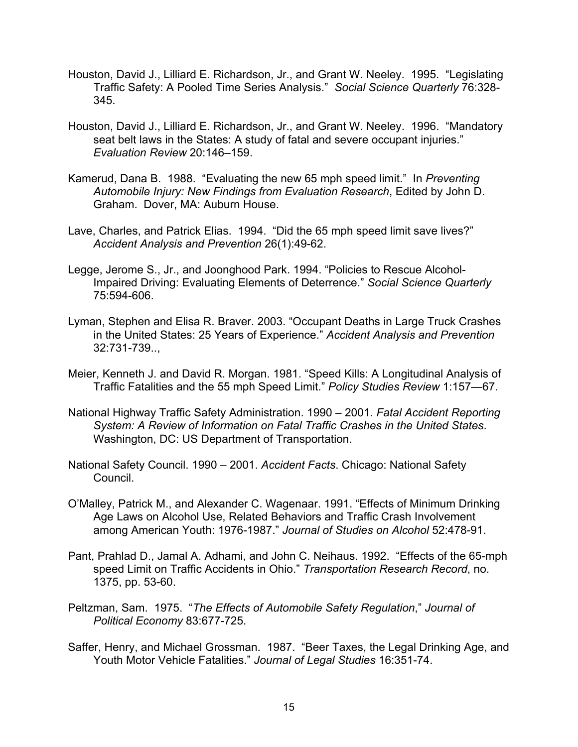Houston, David J., Lilliard E. Richardson, Jr., and Grant W. Neeley. 1995. "Legislating Traffic Safety: A Pooled Time Series Analysis." *Social Science Quarterly* 76:328-345.

Houston, David J., Lilliard E. Richardson, Jr., and Grant W. Neeley. 1996. "Mandatory seat belt laws in the States: A study of fatal and severe occupant injuries." *Evaluation Review* 20:146–159.

Kamerud, Dana B. 1988. "Evaluating the new 65 mph speed limit." In *Preventing Automobile Injury: New Findings from Evaluation Research*, Edited by John D. Graham. Dover, MA: Auburn House.

Lave, Charles, and Patrick Elias. 1994. "Did the 65 mph speed limit save lives?" *Accident Analysis and Prevention* 26(1):49-62.

Legge, Jerome S., Jr., and Joonghood Park. 1994. "Policies to Rescue Alcohol-Impaired Driving: Evaluating Elements of Deterrence." *Social Science Quarterly* 75:594-606.

Lyman, Stephen and Elisa R. Braver. 2003. "Occupant Deaths in Large Truck Crashes in the United States: 25 Years of Experience." *Accident Analysis and Prevention* 32:731-739..,

Meier, Kenneth J. and David R. Morgan. 1981. "Speed Kills: A Longitudinal Analysis of Traffic Fatalities and the 55 mph Speed Limit." *Policy Studies Review* 1:157—67.

National Highway Traffic Safety Administration. 1990 – 2001. *Fatal Accident Reporting System: A Review of Information on Fatal Traffic Crashes in the United States*. Washington, DC: US Department of Transportation.

National Safety Council. 1990 – 2001. *Accident Facts*. Chicago: National Safety Council.

O'Malley, Patrick M., and Alexander C. Wagenaar. 1991. "Effects of Minimum Drinking Age Laws on Alcohol Use, Related Behaviors and Traffic Crash Involvement among American Youth: 1976-1987." *Journal of Studies on Alcohol* 52:478-91.

Pant, Prahlad D., Jamal A. Adhami, and John C. Neihaus. 1992. "Effects of the 65-mph speed Limit on Traffic Accidents in Ohio." *Transportation Research Record*, no. 1375, pp. 53-60.

Peltzman, Sam. 1975. "*The Effects of Automobile Safety Regulation*," *Journal of Political Economy* 83:677-725.

Saffer, Henry, and Michael Grossman. 1987. "Beer Taxes, the Legal Drinking Age, and Youth Motor Vehicle Fatalities." *Journal of Legal Studies* 16:351-74.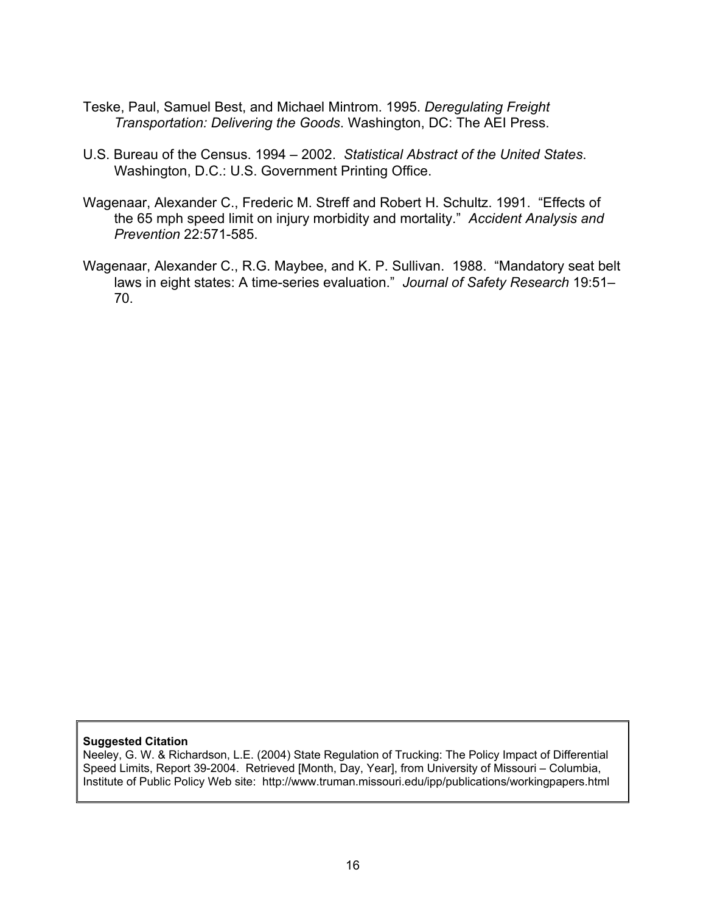Teske, Paul, Samuel Best, and Michael Mintrom. 1995. *Deregulating Freight Transportation: Delivering the Goods*. Washington, DC: The AEI Press.

U.S. Bureau of the Census. 1994 – 2002. *Statistical Abstract of the United States*. Washington, D.C.: U.S. Government Printing Office.

Wagenaar, Alexander C., Frederic M. Streff and Robert H. Schultz. 1991. "Effects of the 65 mph speed limit on injury morbidity and mortality." *Accident Analysis and Prevention* 22:571-585.

Wagenaar, Alexander C., R.G. Maybee, and K. P. Sullivan. 1988. "Mandatory seat belt laws in eight states: A time-series evaluation." *Journal of Safety Research* 19:51–70.

**Suggested Citation**

Neeley, G. W. & Richardson, L.E. (2004) State Regulation of Trucking: The Policy Impact of Differential Speed Limits, Report 39-2004. Retrieved [Month, Day, Year], from University of Missouri – Columbia, Institute of Public Policy Web site: http://www.truman.missouri.edu/ipp/publications/workingpapers.html